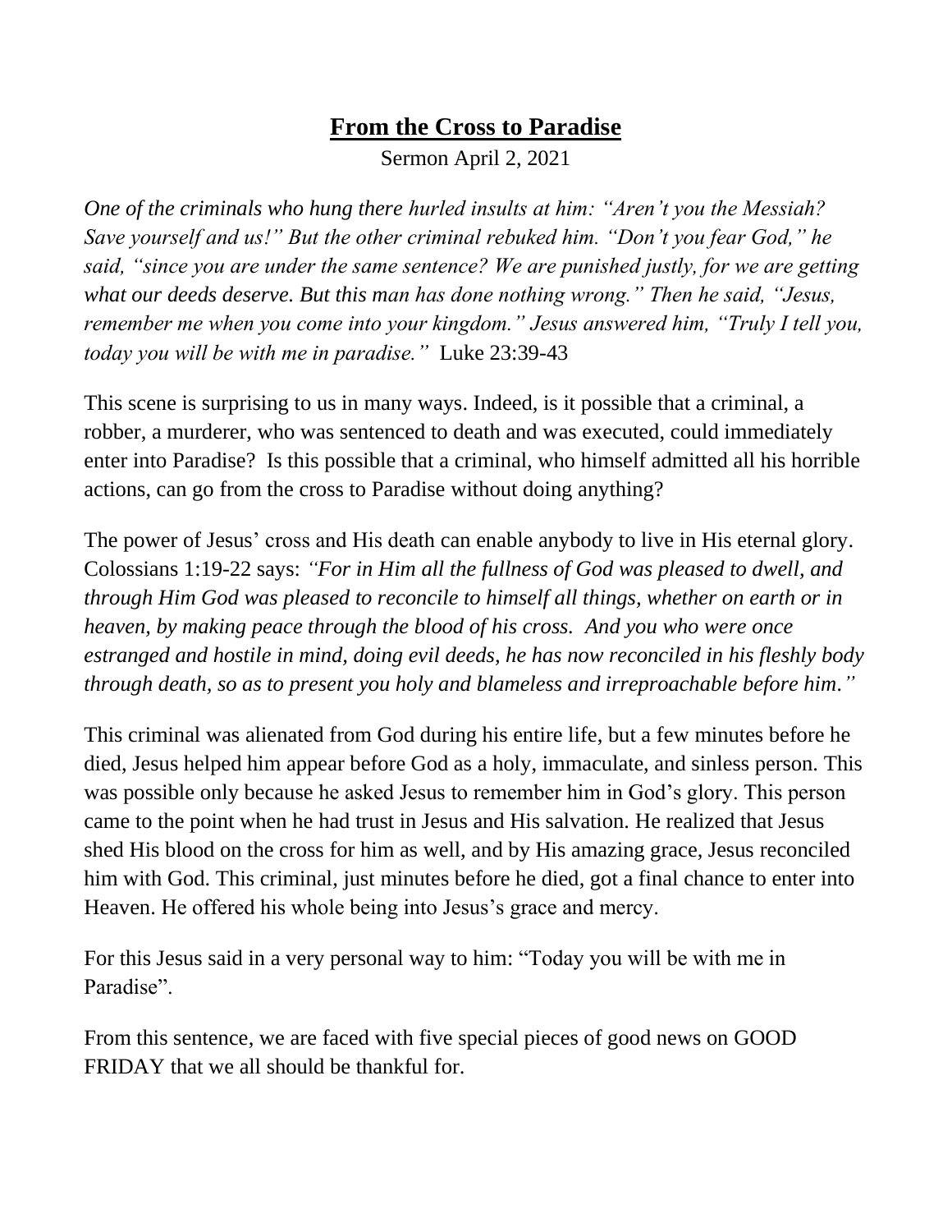# **From the Cross to Paradise**

Sermon April 2, 2021

*One of the criminals who hung there hurled insults at him: "Aren't you the Messiah? Save yourself and us!" But the other criminal rebuked him. "Don't you fear God," he said, "since you are under the same sentence? We are punished justly, for we are getting what our deeds deserve. But this man has done nothing wrong." Then he said, "Jesus, remember me when you come into your kingdom." Jesus answered him, "Truly I tell you, today you will be with me in paradise."* Luke 23:39-43

This scene is surprising to us in many ways. Indeed, is it possible that a criminal, a robber, a murderer, who was sentenced to death and was executed, could immediately enter into Paradise? Is this possible that a criminal, who himself admitted all his horrible actions, can go from the cross to Paradise without doing anything?

The power of Jesus' cross and His death can enable anybody to live in His eternal glory. Colossians 1:19-22 says: *"For in Him all the fullness of God was pleased to dwell, and through Him God was pleased to reconcile to himself all things, whether on earth or in heaven, by making peace through the blood of his cross. And you who were once estranged and hostile in mind, doing evil deeds, he has now reconciled in his fleshly body through death, so as to present you holy and blameless and irreproachable before him."*

This criminal was alienated from God during his entire life, but a few minutes before he died, Jesus helped him appear before God as a holy, immaculate, and sinless person. This was possible only because he asked Jesus to remember him in God's glory. This person came to the point when he had trust in Jesus and His salvation. He realized that Jesus shed His blood on the cross for him as well, and by His amazing grace, Jesus reconciled him with God. This criminal, just minutes before he died, got a final chance to enter into Heaven. He offered his whole being into Jesus's grace and mercy.

For this Jesus said in a very personal way to him: "Today you will be with me in Paradise".

From this sentence, we are faced with five special pieces of good news on GOOD FRIDAY that we all should be thankful for.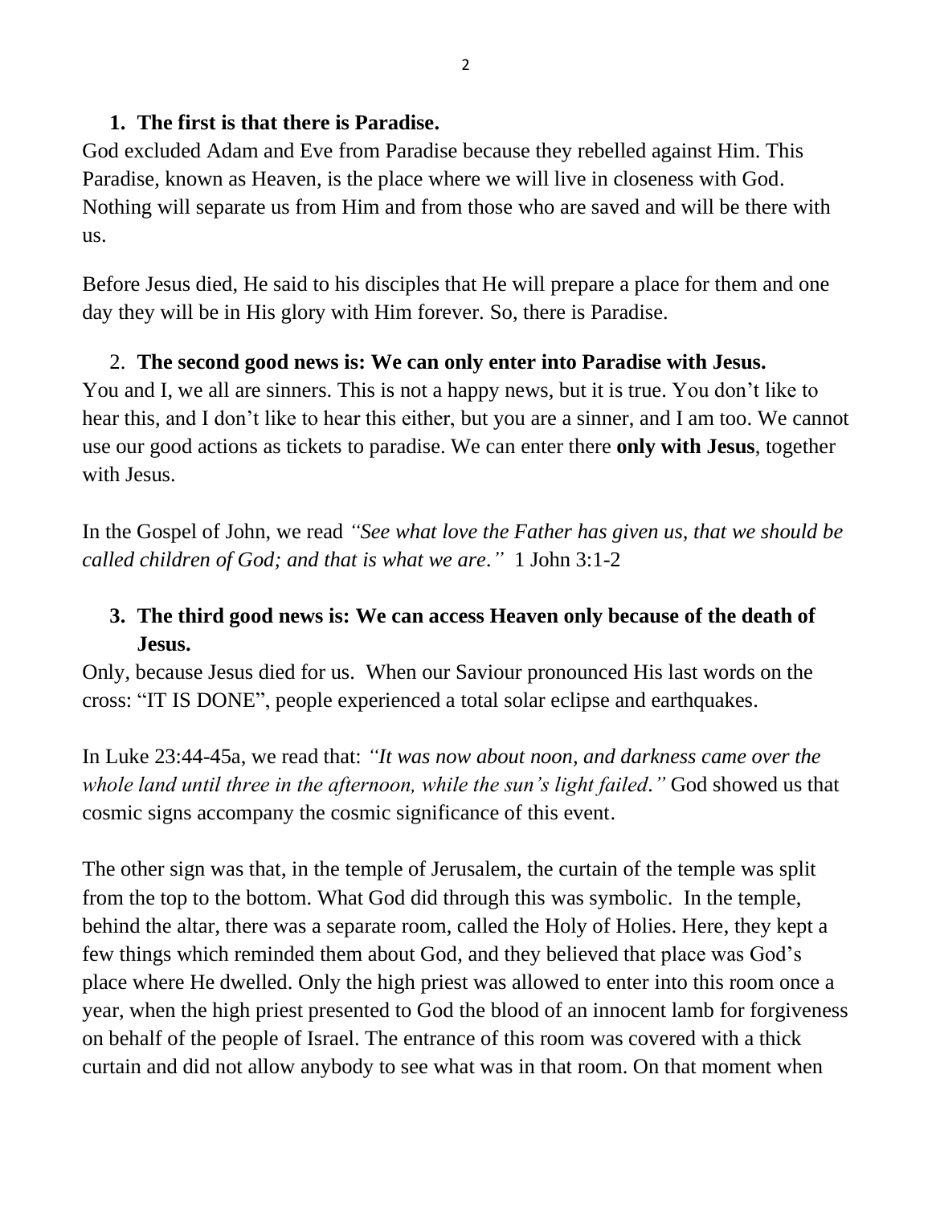1. **The first is that there is Paradise.**

God excluded Adam and Eve from Paradise because they rebelled against Him. This Paradise, known as Heaven, is the place where we will live in closeness with God. Nothing will separate us from Him and from those who are saved and will be there with us.

Before Jesus died, He said to his disciples that He will prepare a place for them and one day they will be in His glory with Him forever. So, there is Paradise.

2. **The second good news is: We can only enter into Paradise with Jesus.**

You and I, we all are sinners. This is not a happy news, but it is true. You don't like to hear this, and I don't like to hear this either, but you are a sinner, and I am too. We cannot use our good actions as tickets to paradise. We can enter there **only with Jesus**, together with Jesus.

In the Gospel of John, we read *"See what love the Father has given us, that we should be called children of God; and that is what we are."* 1 John 3:1-2

3. **The third good news is: We can access Heaven only because of the death of Jesus.**

Only, because Jesus died for us. When our Saviour pronounced His last words on the cross: "IT IS DONE", people experienced a total solar eclipse and earthquakes.

In Luke 23:44-45a, we read that: *"It was now about noon, and darkness came over the whole land until three in the afternoon, while the sun's light failed."* God showed us that cosmic signs accompany the cosmic significance of this event.

The other sign was that, in the temple of Jerusalem, the curtain of the temple was split from the top to the bottom. What God did through this was symbolic. In the temple, behind the altar, there was a separate room, called the Holy of Holies. Here, they kept a few things which reminded them about God, and they believed that place was God's place where He dwelled. Only the high priest was allowed to enter into this room once a year, when the high priest presented to God the blood of an innocent lamb for forgiveness on behalf of the people of Israel. The entrance of this room was covered with a thick curtain and did not allow anybody to see what was in that room. On that moment when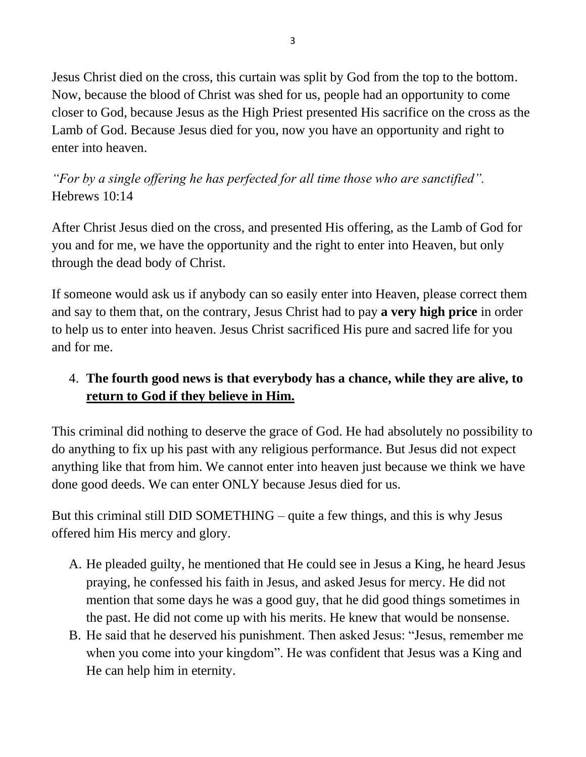Jesus Christ died on the cross, this curtain was split by God from the top to the bottom. Now, because the blood of Christ was shed for us, people had an opportunity to come closer to God, because Jesus as the High Priest presented His sacrifice on the cross as the Lamb of God. Because Jesus died for you, now you have an opportunity and right to enter into heaven.

*"For by a single offering he has perfected for all time those who are sanctified".* Hebrews 10:14

After Christ Jesus died on the cross, and presented His offering, as the Lamb of God for you and for me, we have the opportunity and the right to enter into Heaven, but only through the dead body of Christ.

If someone would ask us if anybody can so easily enter into Heaven, please correct them and say to them that, on the contrary, Jesus Christ had to pay **a very high price** in order to help us to enter into heaven. Jesus Christ sacrificed His pure and sacred life for you and for me.

4. **The fourth good news is that everybody has a chance, while they are alive, to <u>return to God if they believe in Him.</u>**

This criminal did nothing to deserve the grace of God. He had absolutely no possibility to do anything to fix up his past with any religious performance. But Jesus did not expect anything like that from him. We cannot enter into heaven just because we think we have done good deeds. We can enter ONLY because Jesus died for us.

But this criminal still DID SOMETHING – quite a few things, and this is why Jesus offered him His mercy and glory.

A. He pleaded guilty, he mentioned that He could see in Jesus a King, he heard Jesus praying, he confessed his faith in Jesus, and asked Jesus for mercy. He did not mention that some days he was a good guy, that he did good things sometimes in the past. He did not come up with his merits. He knew that would be nonsense.
B. He said that he deserved his punishment. Then asked Jesus: "Jesus, remember me when you come into your kingdom". He was confident that Jesus was a King and He can help him in eternity.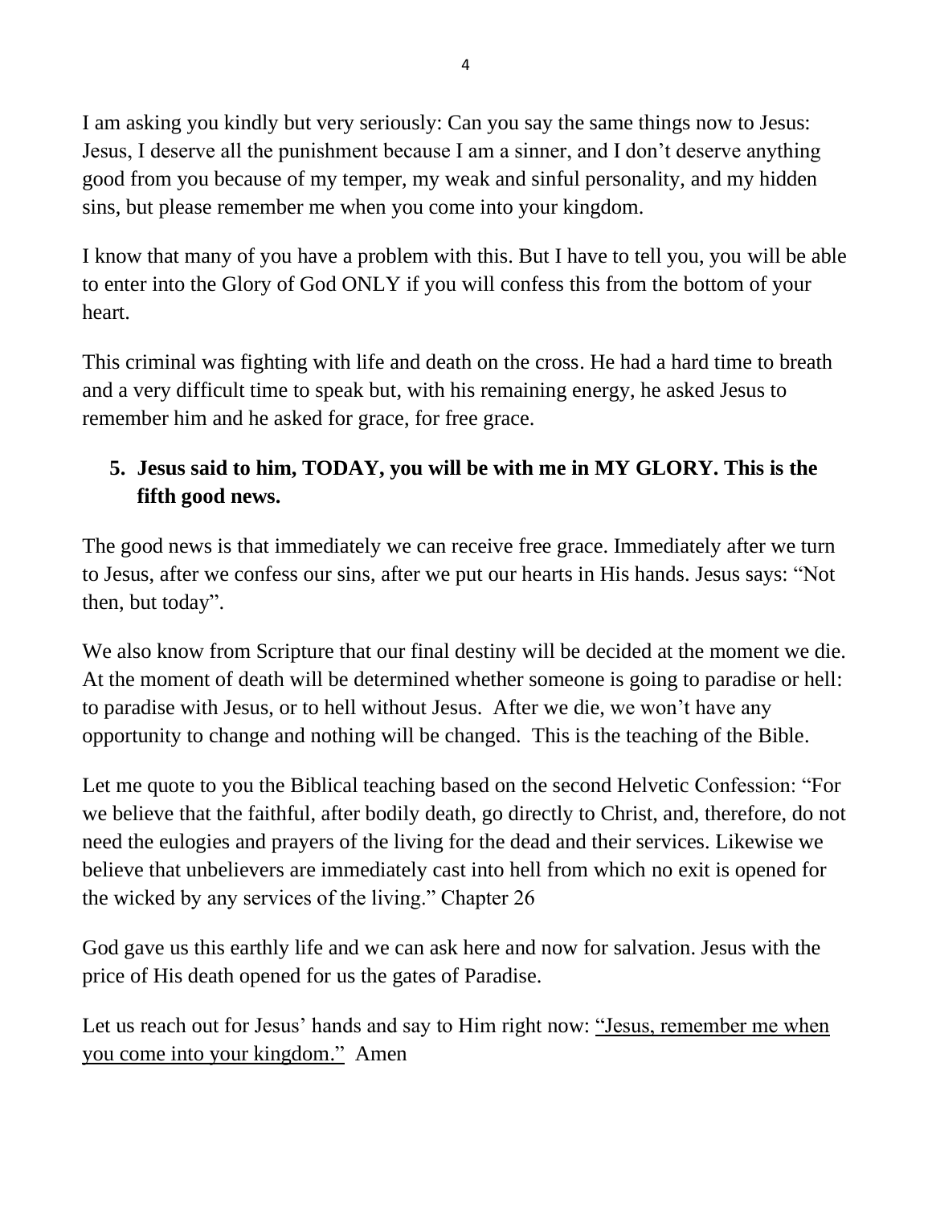I am asking you kindly but very seriously: Can you say the same things now to Jesus: Jesus, I deserve all the punishment because I am a sinner, and I don't deserve anything good from you because of my temper, my weak and sinful personality, and my hidden sins, but please remember me when you come into your kingdom.

I know that many of you have a problem with this. But I have to tell you, you will be able to enter into the Glory of God ONLY if you will confess this from the bottom of your heart.

This criminal was fighting with life and death on the cross. He had a hard time to breath and a very difficult time to speak but, with his remaining energy, he asked Jesus to remember him and he asked for grace, for free grace.

5. **Jesus said to him, TODAY, you will be with me in MY GLORY. This is the fifth good news.**

The good news is that immediately we can receive free grace. Immediately after we turn to Jesus, after we confess our sins, after we put our hearts in His hands. Jesus says: "Not then, but today".

We also know from Scripture that our final destiny will be decided at the moment we die. At the moment of death will be determined whether someone is going to paradise or hell: to paradise with Jesus, or to hell without Jesus. After we die, we won't have any opportunity to change and nothing will be changed. This is the teaching of the Bible.

Let me quote to you the Biblical teaching based on the second Helvetic Confession: "For we believe that the faithful, after bodily death, go directly to Christ, and, therefore, do not need the eulogies and prayers of the living for the dead and their services. Likewise we believe that unbelievers are immediately cast into hell from which no exit is opened for the wicked by any services of the living." Chapter 26

God gave us this earthly life and we can ask here and now for salvation. Jesus with the price of His death opened for us the gates of Paradise.

Let us reach out for Jesus' hands and say to Him right now: <u>"Jesus, remember me when you come into your kingdom."</u> Amen